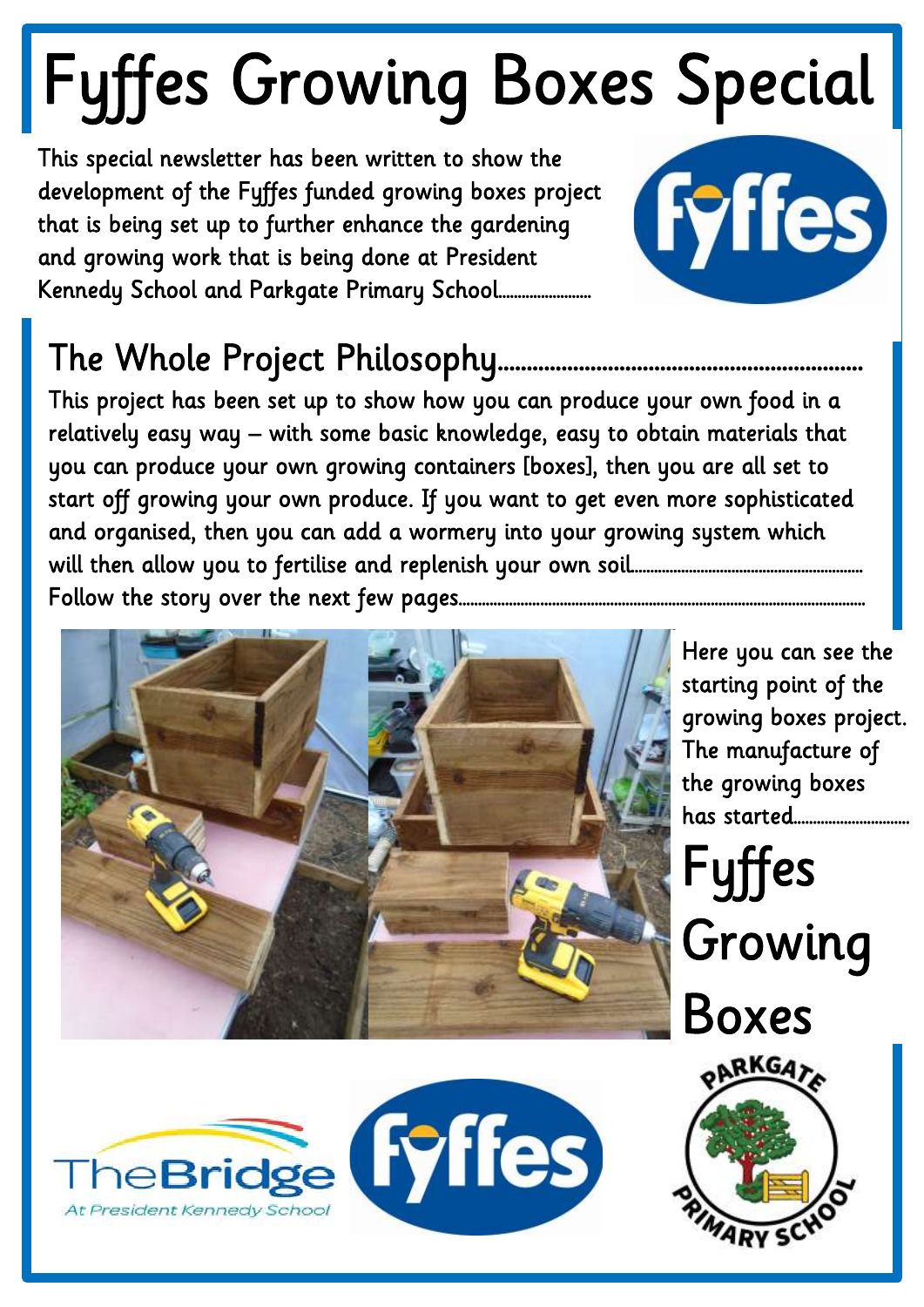# Fyffes Growing Boxes Special

This special newsletter has been written to show the development of the Fyffes funded growing boxes project that is being set up to further enhance the gardening and growing work that is being done at President Kennedy School and Parkgate Primary School…………………

## The Whole Project Philosophy……………………………………………………

This project has been set up to show how you can produce your own food in a relatively easy way – with some basic knowledge, easy to obtain materials that you can produce your own growing containers [boxes], then you are all set to start off growing your own produce. If you want to get even more sophisticated and organised, then you can add a wormery into your growing system which will then allow you to fertilise and replenish your own soil……………………………………………… Follow the story over the next few pages………………………………………………………………………………

Here you can see the starting point of the growing boxes project. The manufacture of the growing boxes has started…………………………

## Fyffes Growing Boxes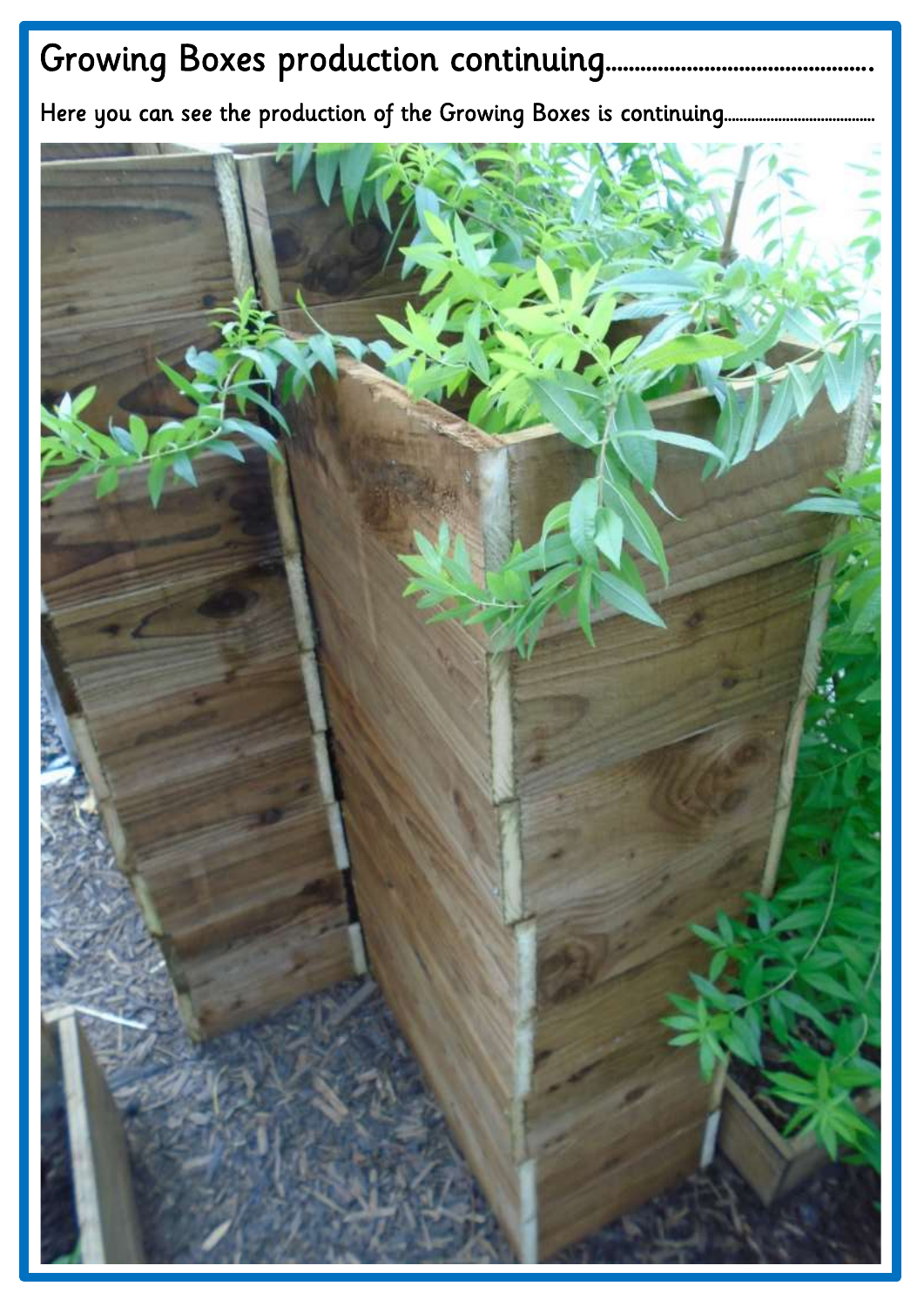# Growing Boxes production continuing……………………………………….

Here you can see the production of the Growing Boxes is continuing…………………………….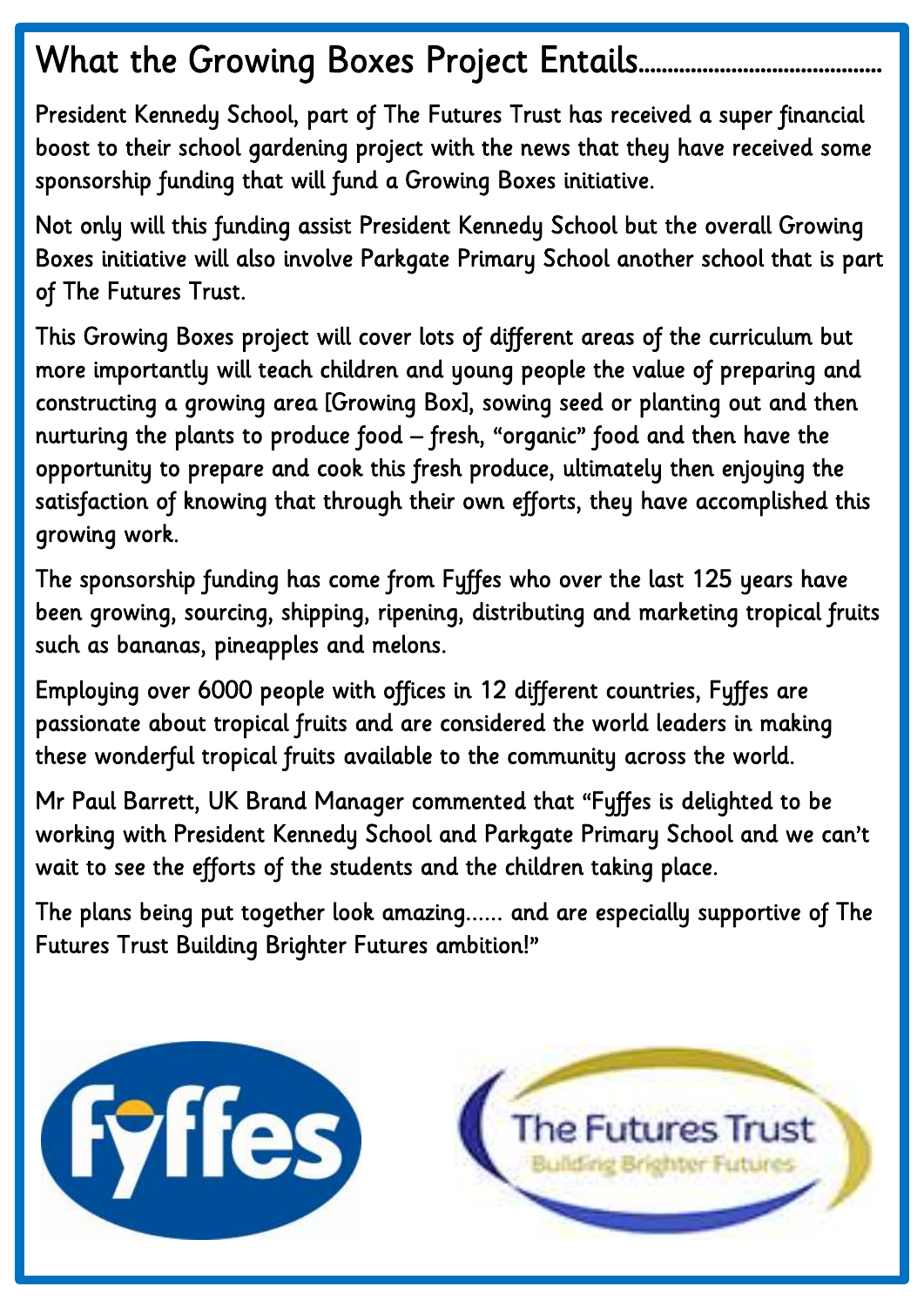# What the Growing Boxes Project Entails........................................

President Kennedy School, part of The Futures Trust has received a super financial boost to their school gardening project with the news that they have received some sponsorship funding that will fund a Growing Boxes initiative.

Not only will this funding assist President Kennedy School but the overall Growing Boxes initiative will also involve Parkgate Primary School another school that is part of The Futures Trust.

This Growing Boxes project will cover lots of different areas of the curriculum but more importantly will teach children and young people the value of preparing and constructing a growing area [Growing Box], sowing seed or planting out and then nurturing the plants to produce food – fresh, "organic" food and then have the opportunity to prepare and cook this fresh produce, ultimately then enjoying the satisfaction of knowing that through their own efforts, they have accomplished this growing work.

The sponsorship funding has come from Fyffes who over the last 125 years have been growing, sourcing, shipping, ripening, distributing and marketing tropical fruits such as bananas, pineapples and melons.

Employing over 6000 people with offices in 12 different countries, Fyffes are passionate about tropical fruits and are considered the world leaders in making these wonderful tropical fruits available to the community across the world.

Mr Paul Barrett, UK Brand Manager commented that "Fyffes is delighted to be working with President Kennedy School and Parkgate Primary School and we can't wait to see the efforts of the students and the children taking place.

The plans being put together look amazing...... and are especially supportive of The Futures Trust Building Brighter Futures ambition!"

Fyffes

The Futures Trust
Building Brighter Futures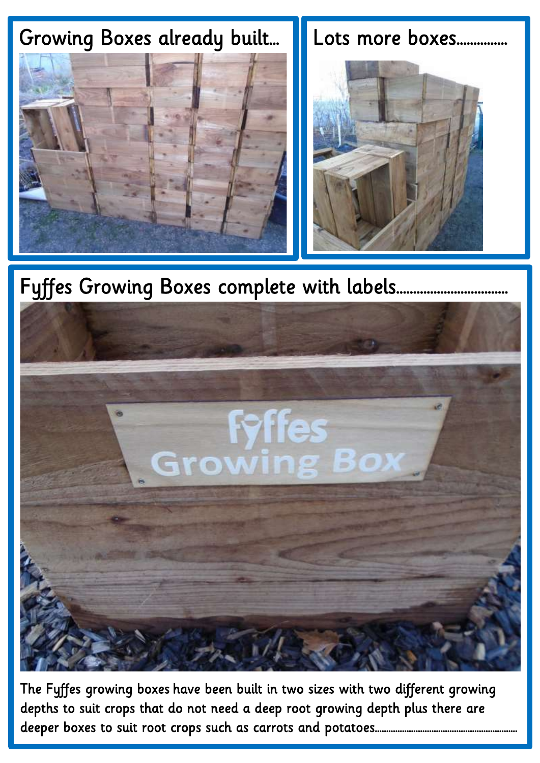## Growing Boxes already built…

## Lots more boxes……………

## Fyffes Growing Boxes complete with labels……………………………

The Fyffes growing boxes have been built in two sizes with two different growing depths to suit crops that do not need a deep root growing depth plus there are deeper boxes to suit root crops such as carrots and potatoes……………………………………………………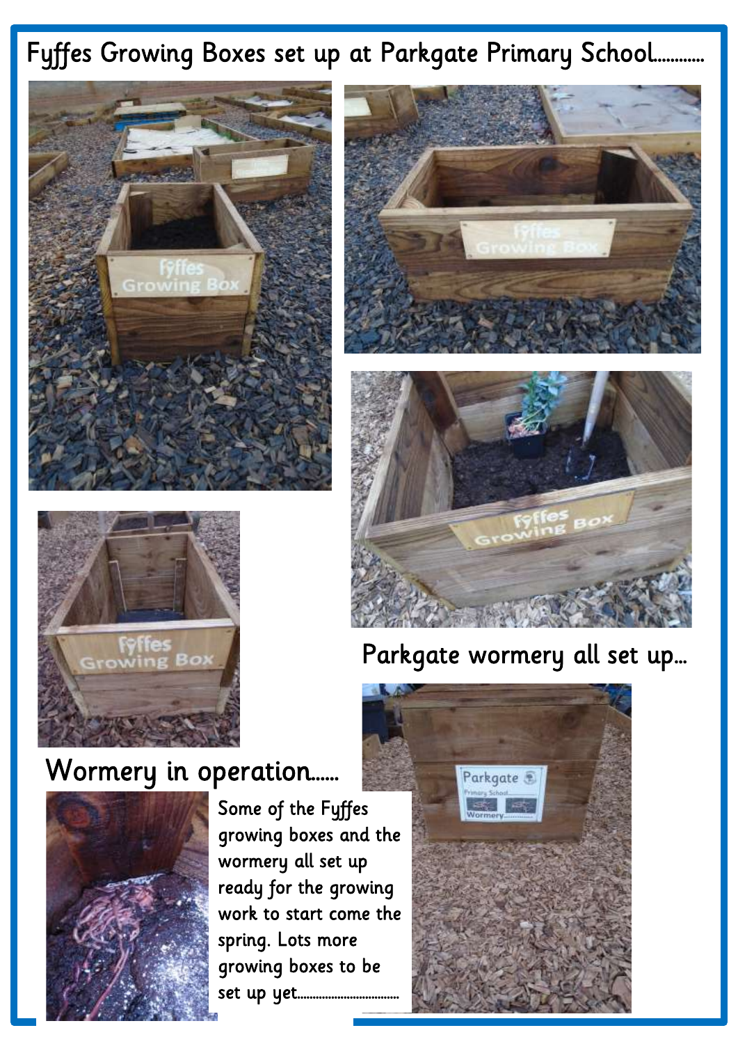# Fyffes Growing Boxes set up at Parkgate Primary School…………

Parkgate wormery all set up…

Wormery in operation……

Some of the Fyffes growing boxes and the wormery all set up ready for the growing work to start come the spring. Lots more growing boxes to be set up yet……………………………